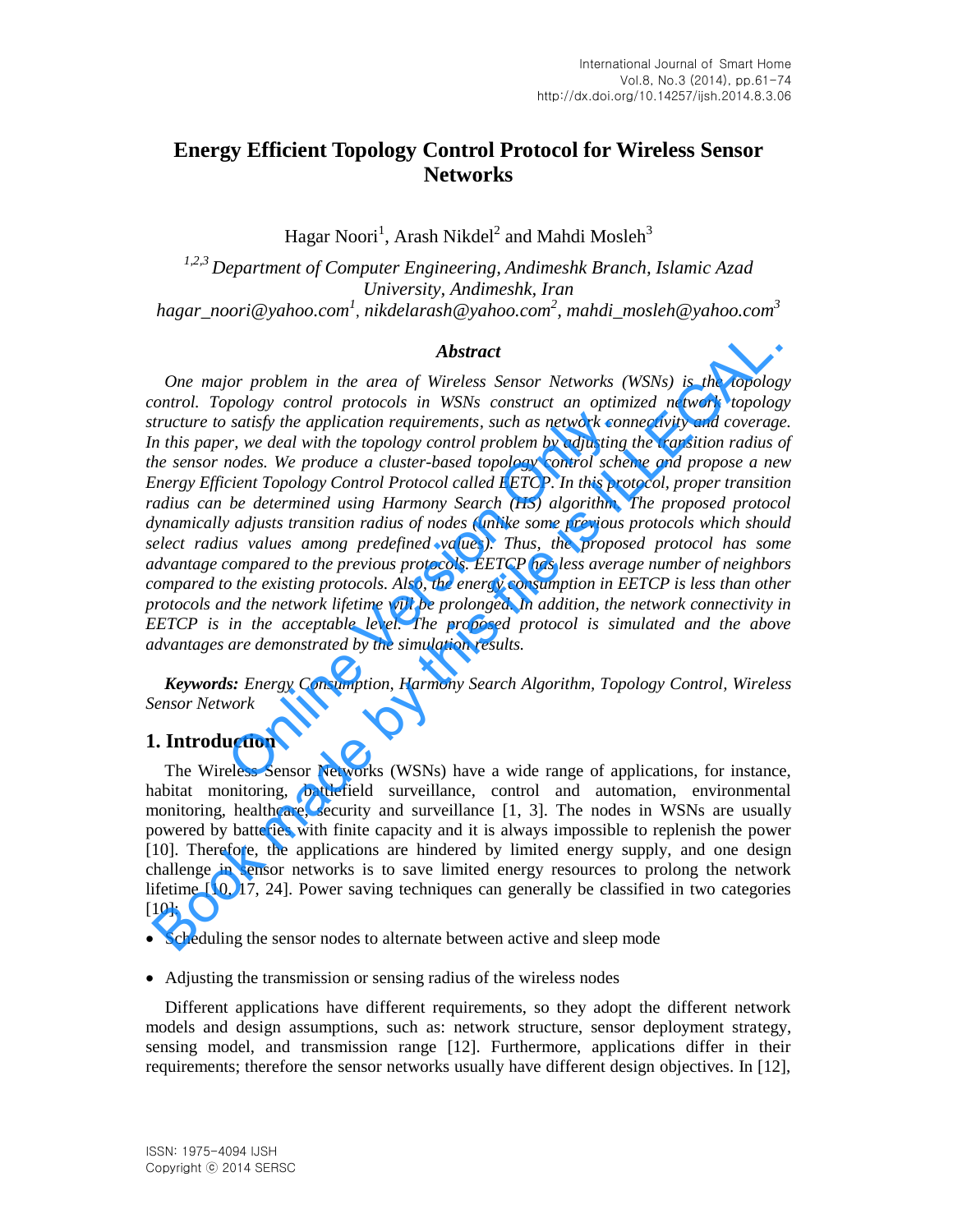# Energy Efficient Topology Control Protocol for Wireless Sensor Networks

Hagar Noori[1], Arash Nikdel[2] and Mahdi Mosleh[3]

*[1,2,3] Department of Computer Engineering, Andimeshk Branch, Islamic Azad University, Andimeshk, Iran*
*hagar_noori@yahoo.com[1], nikdelarash@yahoo.com[2], mahdi_mosleh@yahoo.com[3]*

### *Abstract*

*One major problem in the area of Wireless Sensor Networks (WSNs) is the topology control. Topology control protocols in WSNs construct an optimized network topology structure to satisfy the application requirements, such as network connectivity and coverage. In this paper, we deal with the topology control problem by adjusting the transition radius of the sensor nodes. We produce a cluster-based topology control scheme and propose a new Energy Efficient Topology Control Protocol called EETCP. In this protocol, proper transition radius can be determined using Harmony Search (HS) algorithm. The proposed protocol dynamically adjusts transition radius of nodes (unlike some previous protocols which should select radius values among predefined values). Thus, the proposed protocol has some advantage compared to the previous protocols. EETCP has less average number of neighbors compared to the existing protocols. Also, the energy consumption in EETCP is less than other protocols and the network lifetime will be prolonged. In addition, the network connectivity in EETCP is in the acceptable level. The proposed protocol is simulated and the above advantages are demonstrated by the simulation results.*

***Keywords:*** *Energy Consumption, Harmony Search Algorithm, Topology Control, Wireless Sensor Network*

## 1. Introduction

The Wireless Sensor Networks (WSNs) have a wide range of applications, for instance, habitat monitoring, battlefield surveillance, control and automation, environmental monitoring, healthcare, security and surveillance [1, 3]. The nodes in WSNs are usually powered by batteries with finite capacity and it is always impossible to replenish the power [10]. Therefore, the applications are hindered by limited energy supply, and one design challenge in sensor networks is to save limited energy resources to prolong the network lifetime [10, 17, 24]. Power saving techniques can generally be classified in two categories [10]:

- Scheduling the sensor nodes to alternate between active and sleep mode
- Adjusting the transmission or sensing radius of the wireless nodes

Different applications have different requirements, so they adopt the different network models and design assumptions, such as: network structure, sensor deployment strategy, sensing model, and transmission range [12]. Furthermore, applications differ in their requirements; therefore the sensor networks usually have different design objectives. In [12],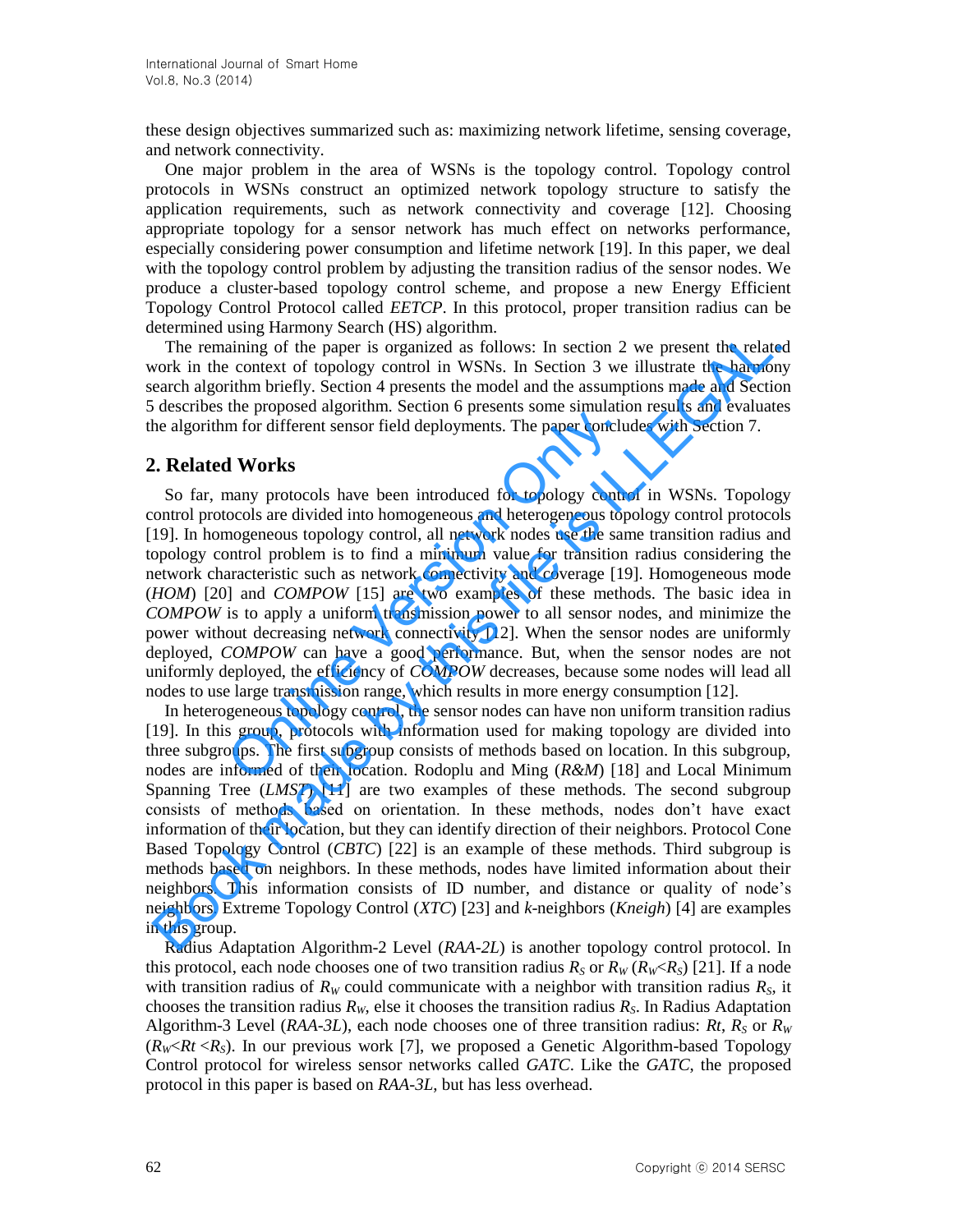these design objectives summarized such as: maximizing network lifetime, sensing coverage, and network connectivity.

One major problem in the area of WSNs is the topology control. Topology control protocols in WSNs construct an optimized network topology structure to satisfy the application requirements, such as network connectivity and coverage [12]. Choosing appropriate topology for a sensor network has much effect on networks performance, especially considering power consumption and lifetime network [19]. In this paper, we deal with the topology control problem by adjusting the transition radius of the sensor nodes. We produce a cluster-based topology control scheme, and propose a new Energy Efficient Topology Control Protocol called *EETCP*. In this protocol, proper transition radius can be determined using Harmony Search (HS) algorithm.

The remaining of the paper is organized as follows: In section 2 we present the related work in the context of topology control in WSNs. In Section 3 we illustrate the harmony search algorithm briefly. Section 4 presents the model and the assumptions made and Section 5 describes the proposed algorithm. Section 6 presents some simulation results and evaluates the algorithm for different sensor field deployments. The paper concludes with Section 7.

## 2. Related Works

So far, many protocols have been introduced for topology control in WSNs. Topology control protocols are divided into homogeneous and heterogeneous topology control protocols [19]. In homogeneous topology control, all network nodes use the same transition radius and topology control problem is to find a minimum value for transition radius considering the network characteristic such as network connectivity and coverage [19]. Homogeneous mode (*HOM*) [20] and *COMPOW* [15] are two examples of these methods. The basic idea in *COMPOW* is to apply a uniform transmission power to all sensor nodes, and minimize the power without decreasing network connectivity [12]. When the sensor nodes are uniformly deployed, *COMPOW* can have a good performance. But, when the sensor nodes are not uniformly deployed, the efficiency of *COMPOW* decreases, because some nodes will lead all nodes to use large transmission range, which results in more energy consumption [12].

In heterogeneous topology control, the sensor nodes can have non uniform transition radius [19]. In this group, protocols with information used for making topology are divided into three subgroups. The first subgroup consists of methods based on location. In this subgroup, nodes are informed of their location. Rodoplu and Ming (*R&M*) [18] and Local Minimum Spanning Tree (*LMST*) [11] are two examples of these methods. The second subgroup consists of methods based on orientation. In these methods, nodes don't have exact information of their location, but they can identify direction of their neighbors. Protocol Cone Based Topology Control (*CBTC*) [22] is an example of these methods. Third subgroup is methods based on neighbors. In these methods, nodes have limited information about their neighbors. This information consists of ID number, and distance or quality of node's neighbors. Extreme Topology Control (*XTC*) [23] and *k*-neighbors (*Kneigh*) [4] are examples in this group.

Radius Adaptation Algorithm-2 Level (*RAA-2L*) is another topology control protocol. In this protocol, each node chooses one of two transition radius $R_S$ or $R_W$ ($R_W<R_S$) [21]. If a node with transition radius of $R_W$ could communicate with a neighbor with transition radius $R_S$, it chooses the transition radius $R_W$, else it chooses the transition radius $R_S$. In Radius Adaptation Algorithm-3 Level (*RAA-3L*), each node chooses one of three transition radius: $Rt$, $R_S$ or $R_W$ ($R_W<Rt<R_S$). In our previous work [7], we proposed a Genetic Algorithm-based Topology Control protocol for wireless sensor networks called *GATC*. Like the *GATC*, the proposed protocol in this paper is based on *RAA-3L*, but has less overhead.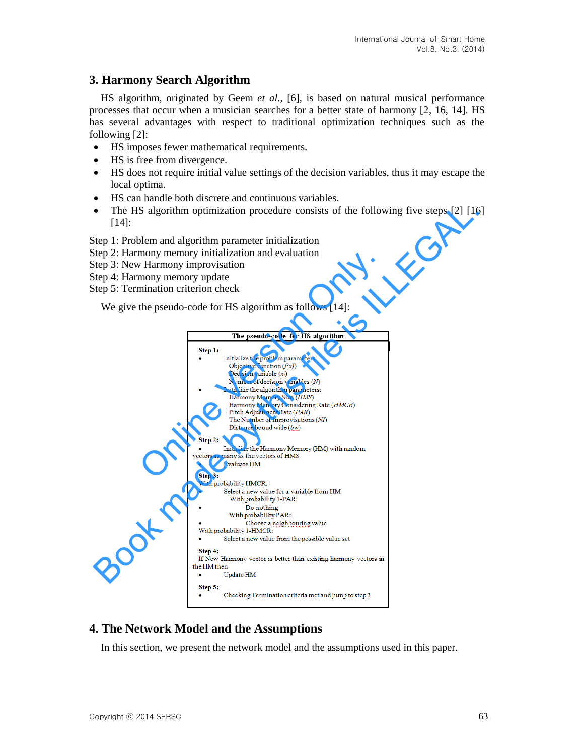## 3. Harmony Search Algorithm

HS algorithm, originated by Geem *et al.*, [6], is based on natural musical performance processes that occur when a musician searches for a better state of harmony [2, 16, 14]. HS has several advantages with respect to traditional optimization techniques such as the following [2]:

- HS imposes fewer mathematical requirements.
- HS is free from divergence.
- HS does not require initial value settings of the decision variables, thus it may escape the local optima.
- HS can handle both discrete and continuous variables.
- The HS algorithm optimization procedure consists of the following five steps [2] [16] [14]:

Step 1: Problem and algorithm parameter initialization
Step 2: Harmony memory initialization and evaluation
Step 3: New Harmony improvisation
Step 4: Harmony memory update
Step 5: Termination criterion check

We give the pseudo-code for HS algorithm as follows [14]:

**The pseudo-code for HS algorithm**

**Step 1:**

- Initialize the problem parameters:
  - Objective function ($f(x)$)
  - Decision variable ($x_i$)
  - Number of decision variables ($N$)
- Initialize the algorithm parameters:
  - Harmony Memory Size ($HMS$)
  - Harmony Memory Considering Rate ($HMCR$)
  - Pitch Adjustment Rate ($PAR$)
  - The Number of Improvisations ($NI$)
  - Distance bound wide ($bw$)

**Step 2:**

- Initialize the Harmony Memory (HM) with random vectors as many as the vectors of HMS
- Evaluate HM

**Step 3:**

With probability HMCR:
- Select a new value for a variable from HM
  - With probability 1-PAR:
    - Do nothing
  - With probability PAR:
    - Choose a neighbouring value

With probability 1-HMCR:
- Select a new value from the possible value set

**Step 4:**

If New Harmony vector is better than existing harmony vectors in the HM then
- Update HM

**Step 5:**

- Checking Termination criteria met and jump to step 3

## 4. The Network Model and the Assumptions

In this section, we present the network model and the assumptions used in this paper.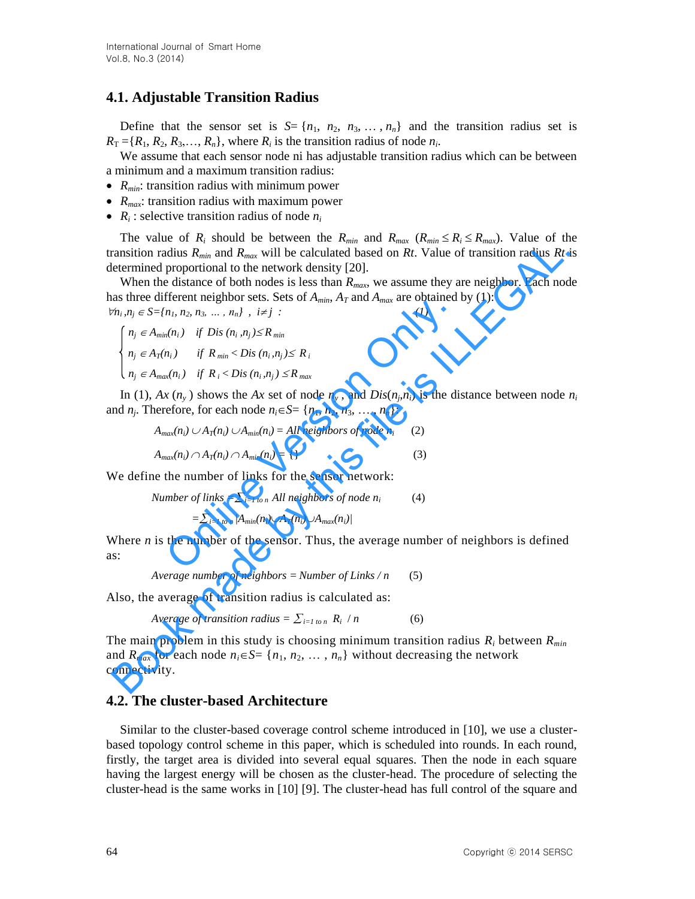## 4.1. Adjustable Transition Radius

Define that the sensor set is $S=\{n_1, n_2, n_3, \ldots, n_n\}$ and the transition radius set is $R_T=\{R_1, R_2, R_3, \ldots, R_n\}$, where $R_i$ is the transition radius of node $n_i$.

We assume that each sensor node ni has adjustable transition radius which can be between a minimum and a maximum transition radius:

- $R_{min}$: transition radius with minimum power
- $R_{max}$: transition radius with maximum power
- $R_i$ : selective transition radius of node $n_i$

The value of $R_i$ should be between the $R_{min}$ and $R_{max}$ ($R_{min} \leq R_i \leq R_{max}$). Value of the transition radius $R_{min}$ and $R_{max}$ will be calculated based on $Rt$. Value of transition radius $Rt$ is determined proportional to the network density [20].

When the distance of both nodes is less than $R_{max}$, we assume they are neighbor. Each node has three different neighbor sets. Sets of $A_{min}$, $A_T$ and $A_{max}$ are obtained by (1):

$$\forall n_i, n_j \in S=\{n_1, n_2, n_3, \ldots, n_n\}\ ,\ i \neq j\ : \tag{1}$$

$$\begin{cases} n_j \in A_{min}(n_i) & \text{if } Dis(n_i, n_j) \leq R_{min} \\ n_j \in A_T(n_i) & \text{if } R_{min} < Dis(n_i, n_j) \leq R_i \\ n_j \in A_{max}(n_i) & \text{if } R_i < Dis(n_i, n_j) \leq R_{max} \end{cases}$$

In (1), $Ax(n_y)$ shows the $Ax$ set of node $n_y$, and $Dis(n_j, n_i)$ is the distance between node $n_i$ and $n_j$. Therefore, for each node $n_i \in S=\{n_1, n_2, n_3, \ldots, n_n\}$:

$$A_{max}(n_i) \cup A_T(n_i) \cup A_{min}(n_i) = \text{All neighbors of node } n_i \tag{2}$$

$$A_{max}(n_i) \cap A_T(n_i) \cap A_{min}(n_i) = \{\} \tag{3}$$

We define the number of links for the sensor network:

$$\text{Number of links} = \sum_{i=1 \text{ to } n} \text{All neighbors of node } n_i \tag{4}$$

$$= \sum_{i=1 \text{ to } n} |A_{min}(n_i) \cup A_T(n_i) \cup A_{max}(n_i)|$$

Where $n$ is the number of the sensor. Thus, the average number of neighbors is defined as:

$$\text{Average number of neighbors} = \text{Number of Links} / n \tag{5}$$

Also, the average of transition radius is calculated as:

$$\text{Average of transition radius} = \sum_{i=1 \text{ to } n} R_i \ / \ n \tag{6}$$

The main problem in this study is choosing minimum transition radius $R_i$ between $R_{min}$ and $R_{max}$ for each node $n_i \in S=\{n_1, n_2, \ldots, n_n\}$ without decreasing the network connectivity.

## 4.2. The cluster-based Architecture

Similar to the cluster-based coverage control scheme introduced in [10], we use a cluster-based topology control scheme in this paper, which is scheduled into rounds. In each round, firstly, the target area is divided into several equal squares. Then the node in each square having the largest energy will be chosen as the cluster-head. The procedure of selecting the cluster-head is the same works in [10] [9]. The cluster-head has full control of the square and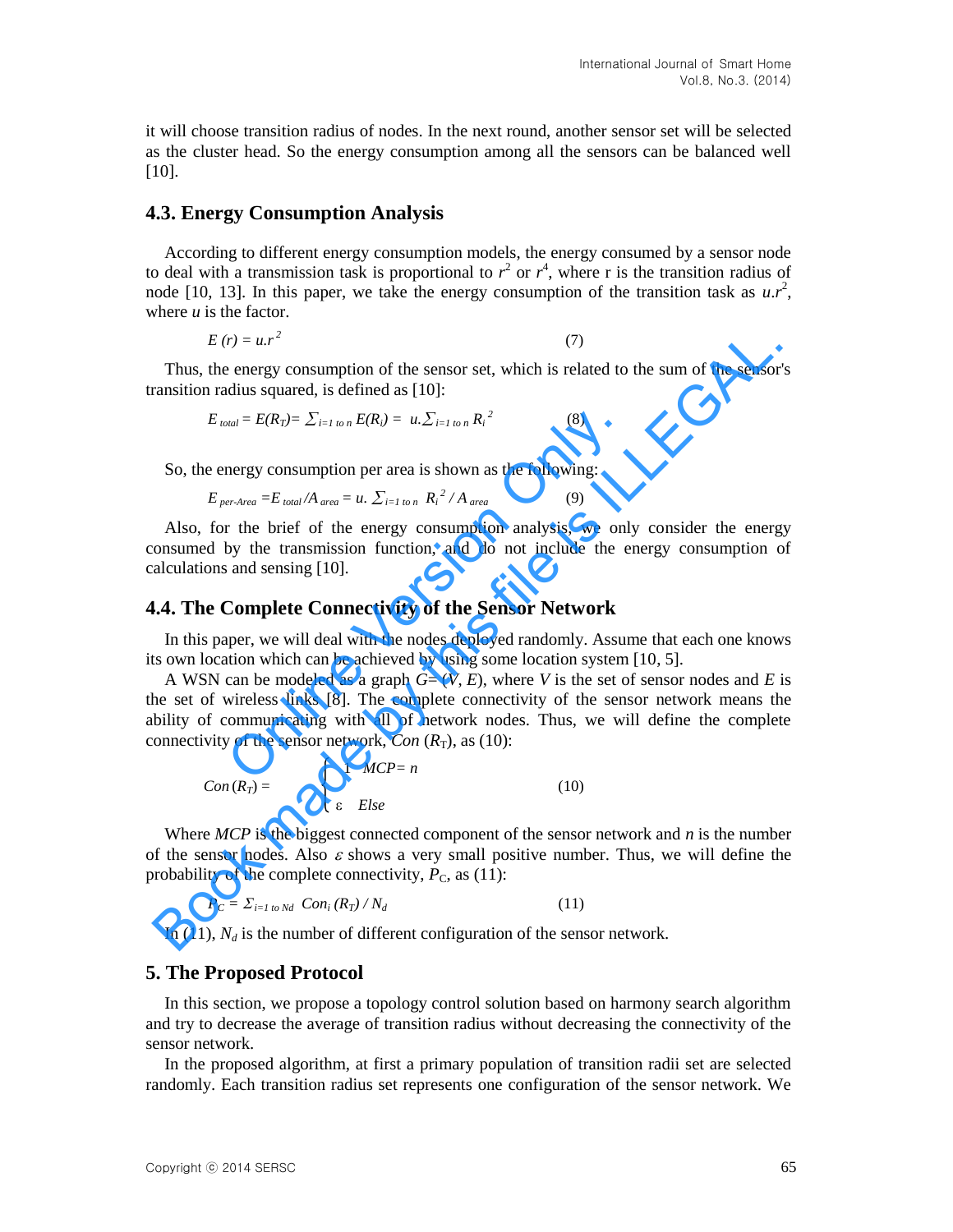it will choose transition radius of nodes. In the next round, another sensor set will be selected as the cluster head. So the energy consumption among all the sensors can be balanced well [10].

### 4.3. Energy Consumption Analysis

According to different energy consumption models, the energy consumed by a sensor node to deal with a transmission task is proportional to $r^2$ or $r^4$, where r is the transition radius of node [10, 13]. In this paper, we take the energy consumption of the transition task as $u.r^2$, where $u$ is the factor.

$$E(r) = u.r^2 \tag{7}$$

Thus, the energy consumption of the sensor set, which is related to the sum of the sensor's transition radius squared, is defined as [10]:

$$E_{total} = E(R_T) = \sum_{i=1 \text{ to } n} E(R_i) = u.\sum_{i=1 \text{ to } n} R_i^2 \tag{8}$$

So, the energy consumption per area is shown as the following:

$$E_{per\text{-}Area} = E_{total} / A_{area} = u. \sum_{i=1 \text{ to } n} R_i^2 / A_{area} \tag{9}$$

Also, for the brief of the energy consumption analysis, we only consider the energy consumed by the transmission function, and do not include the energy consumption of calculations and sensing [10].

### 4.4. The Complete Connectivity of the Sensor Network

In this paper, we will deal with the nodes deployed randomly. Assume that each one knows its own location which can be achieved by using some location system [10, 5].

A WSN can be modeled as a graph $G=(V, E)$, where $V$ is the set of sensor nodes and $E$ is the set of wireless links [8]. The complete connectivity of the sensor network means the ability of communicating with all of network nodes. Thus, we will define the complete connectivity of the sensor network, $Con(R_T)$, as (10):

$$Con(R_T) = \begin{cases} 1 & MCP = n \\ \varepsilon & Else \end{cases} \tag{10}$$

Where $MCP$ is the biggest connected component of the sensor network and $n$ is the number of the sensor nodes. Also $\varepsilon$ shows a very small positive number. Thus, we will define the probability of the complete connectivity, $P_C$, as (11):

$$P_C = \sum_{i=1 \text{ to } Nd} Con_i(R_T) / N_d \tag{11}$$

In (11), $N_d$ is the number of different configuration of the sensor network.

## 5. The Proposed Protocol

In this section, we propose a topology control solution based on harmony search algorithm and try to decrease the average of transition radius without decreasing the connectivity of the sensor network.

In the proposed algorithm, at first a primary population of transition radii set are selected randomly. Each transition radius set represents one configuration of the sensor network. We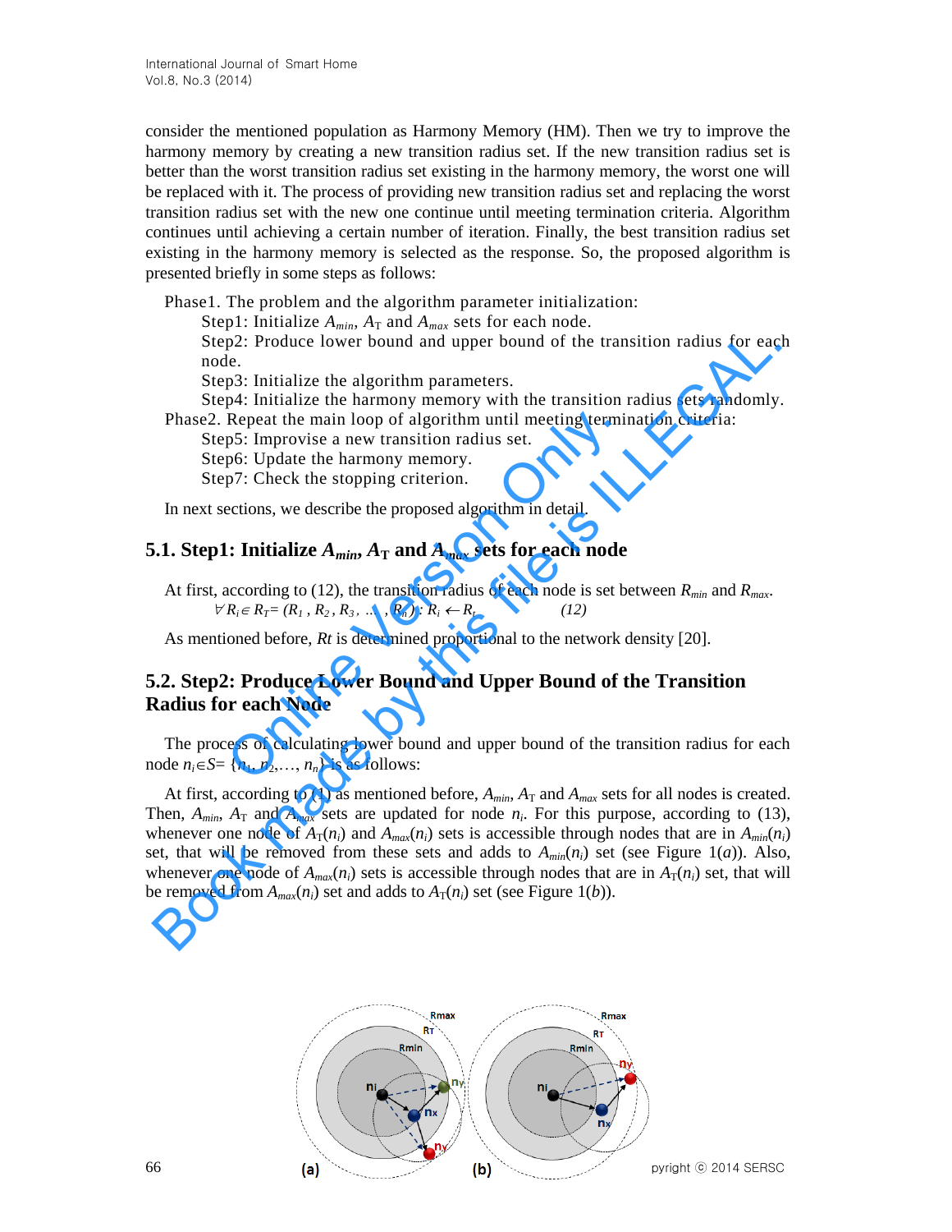consider the mentioned population as Harmony Memory (HM). Then we try to improve the harmony memory by creating a new transition radius set. If the new transition radius set is better than the worst transition radius set existing in the harmony memory, the worst one will be replaced with it. The process of providing new transition radius set and replacing the worst transition radius set with the new one continue until meeting termination criteria. Algorithm continues until achieving a certain number of iteration. Finally, the best transition radius set existing in the harmony memory is selected as the response. So, the proposed algorithm is presented briefly in some steps as follows:

Phase1. The problem and the algorithm parameter initialization:

- Step1: Initialize $A_{min}$, $A_T$ and $A_{max}$ sets for each node.
- Step2: Produce lower bound and upper bound of the transition radius for each node.
- Step3: Initialize the algorithm parameters.
- Step4: Initialize the harmony memory with the transition radius sets randomly.

Phase2. Repeat the main loop of algorithm until meeting termination criteria:

- Step5: Improvise a new transition radius set.
- Step6: Update the harmony memory.
- Step7: Check the stopping criterion.

In next sections, we describe the proposed algorithm in detail.

## 5.1. Step1: Initialize $A_{min}$, $A_T$ and $A_{max}$ sets for each node

At first, according to (12), the transition radius of each node is set between $R_{min}$ and $R_{max}$.

$$\forall R_i \in R_T = (R_1, R_2, R_3, \ldots, R_n) : R_i \leftarrow R_t \qquad (12)$$

As mentioned before, $Rt$ is determined proportional to the network density [20].

## 5.2. Step2: Produce Lower Bound and Upper Bound of the Transition Radius for each Node

The process of calculating lower bound and upper bound of the transition radius for each node $n_i \in S = \{n_1, n_2, \ldots, n_n\}$ is as follows:

At first, according to (1) as mentioned before, $A_{min}$, $A_T$ and $A_{max}$ sets for all nodes is created. Then, $A_{min}$, $A_T$ and $A_{max}$ sets are updated for node $n_i$. For this purpose, according to (13), whenever one node of $A_T(n_i)$ and $A_{max}(n_i)$ sets is accessible through nodes that are in $A_{min}(n_i)$ set, that will be removed from these sets and adds to $A_{min}(n_i)$ set (see Figure 1(*a*)). Also, whenever one node of $A_{max}(n_i)$ sets is accessible through nodes that are in $A_T(n_i)$ set, that will be removed from $A_{max}(n_i)$ set and adds to $A_T(n_i)$ set (see Figure 1(*b*)).

(a) (b)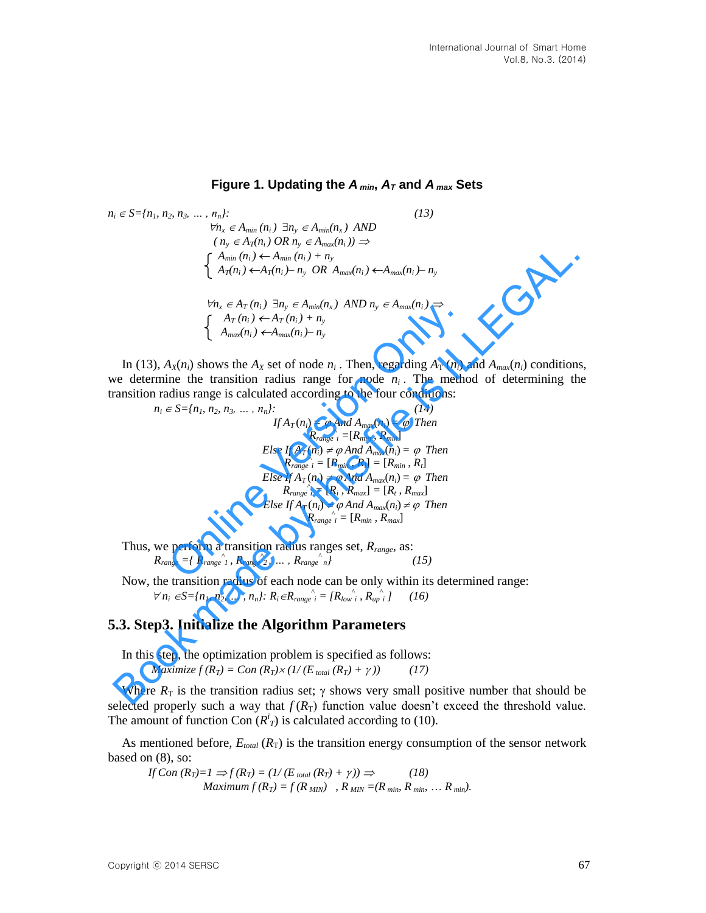**Figure 1. Updating the $A_{min}$, $A_T$ and $A_{max}$ Sets**

$$n_i \in S=\{n_1, n_2, n_3, \dots, n_n\}: \quad (13)$$

$$\forall n_x \in A_{min}(n_i)\ \exists n_y \in A_{min}(n_x)\ AND\ (n_y \in A_T(n_i)\ OR\ n_y \in A_{max}(n_i)) \Rightarrow$$

$$\begin{cases} A_{min}(n_i) \leftarrow A_{min}(n_i) + n_y \\ A_T(n_i) \leftarrow A_T(n_i) - n_y \ \ OR\ \ A_{max}(n_i) \leftarrow A_{max}(n_i) - n_y \end{cases}$$

$$\forall n_x \in A_T(n_i)\ \exists n_y \in A_{min}(n_x)\ AND\ n_y \in A_{max}(n_i) \Rightarrow$$

$$\begin{cases} A_T(n_i) \leftarrow A_T(n_i) + n_y \\ A_{max}(n_i) \leftarrow A_{max}(n_i) - n_y \end{cases}$$

In (13), $A_X(n_i)$ shows the $A_X$ set of node $n_i$. Then, regarding $A_T(n_i)$ and $A_{max}(n_i)$ conditions, we determine the transition radius range for node $n_i$. The method of determining the transition radius range is calculated according to the four conditions:

$$n_i \in S=\{n_1, n_2, n_3, \dots, n_n\}: \quad (14)$$

$$If\ A_T(n_i) = \varphi\ And\ A_{max}(n_i) = \varphi\ Then$$
$$R_{range\,\hat{i}} = [R_{min}, R_{min}]$$
$$Else\ If\ A_T(n_i) \neq \varphi\ And\ A_{max}(n_i) = \varphi\ Then$$
$$R_{range\,\hat{i}} = [R_{min}, R_t] = [R_{min}, R_t]$$
$$Else\ If\ A_T(n_i) \neq \varphi\ And\ A_{max}(n_i) = \varphi\ Then$$
$$R_{range\,\hat{i}} = [R_t, R_{max}] = [R_t, R_{max}]$$
$$Else\ If\ A_T(n_i) \neq \varphi\ And\ A_{max}(n_i) \neq \varphi\ Then$$
$$R_{range\,\hat{i}} = [R_{min}, R_{max}]$$

Thus, we perform a transition radius ranges set, $R_{range}$, as:

$$R_{range} = \{R_{range\,\hat{1}}, R_{range\,\hat{2}}, \dots, R_{range\,\hat{n}}\} \quad (15)$$

Now, the transition radius of each node can be only within its determined range:

$$\forall n_i \in S=\{n_1, n_2, \dots, n_n\}: R_i \in R_{range\,\hat{i}} = [R_{low\,\hat{i}}, R_{up\,\hat{i}}] \quad (16)$$

## 5.3. Step3. Initialize the Algorithm Parameters

In this step, the optimization problem is specified as follows:

$$Maximize\ f(R_T) = Con(R_T) \times (1/(E_{total}(R_T) + \gamma)) \quad (17)$$

Where $R_T$ is the transition radius set; γ shows very small positive number that should be selected properly such a way that $f(R_T)$ function value doesn't exceed the threshold value. The amount of function Con ($R^i_T$) is calculated according to (10).

As mentioned before, $E_{total}(R_T)$ is the transition energy consumption of the sensor network based on (8), so:

$$If\ Con(R_T)=1 \Rightarrow f(R_T) = (1/(E_{total}(R_T) + \gamma)) \Rightarrow \quad (18)$$
$$Maximum\ f(R_T) = f(R_{MIN}),\ R_{MIN} = (R_{min}, R_{min}, \dots R_{min}).$$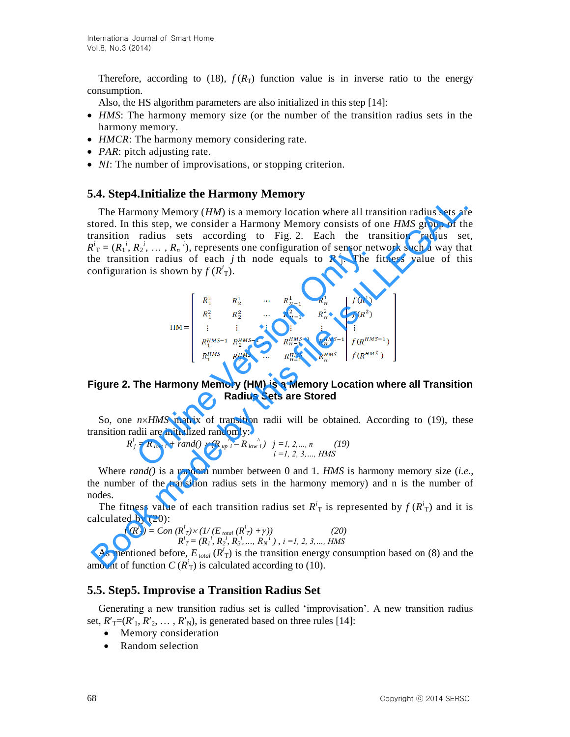Therefore, according to (18), $f(R_T)$ function value is in inverse ratio to the energy consumption.

Also, the HS algorithm parameters are also initialized in this step [14]:

- *HMS*: The harmony memory size (or the number of the transition radius sets in the harmony memory).
- *HMCR*: The harmony memory considering rate.
- *PAR*: pitch adjusting rate.
- *NI*: The number of improvisations, or stopping criterion.

## 5.4. Step4.Initialize the Harmony Memory

The Harmony Memory (*HM*) is a memory location where all transition radius sets are stored. In this step, we consider a Harmony Memory consists of one *HMS* group of the transition radius sets according to Fig. 2. Each the transition radius set, $R^i{}_T = (R_1{}^i, R_2{}^i, \ldots, R_n{}^i)$, represents one configuration of sensor network such a way that the transition radius of each $j$ th node equals to $R^i{}_j$. The fitness value of this configuration is shown by $f(R^i{}_T)$.

$$
\text{HM} = \left[\begin{array}{ccccc|c}
R_1^1 & R_2^1 & \cdots & R_{n-1}^1 & R_n^1 & f(R^1) \\
R_1^2 & R_2^2 & \cdots & R_{n-1}^2 & R_n^2 & f(R^2) \\
\vdots & \vdots & \vdots & \vdots & \vdots & \vdots \\
R_1^{HMS-1} & R_2^{HMS-1} & \cdots & R_{n-1}^{HMS-1} & R_n^{HMS-1} & f(R^{HMS-1}) \\
R_1^{HMS} & R_2^{HMS} & \cdots & R_{n-1}^{HMS} & R_n^{HMS} & f(R^{HMS})
\end{array}\right]
$$

**Figure 2. The Harmony Memory (HM) is a Memory Location where all Transition Radius Sets are Stored**

So, one $n \times HMS$ matrix of transition radii will be obtained. According to (19), these transition radii are initialized randomly:

$$
R^i_j = R_{low\,i} + rand() \times (R_{up\,i} - R_{low\,i}) \quad j = 1, 2, \ldots, n \quad i = 1, 2, 3, \ldots, HMS \qquad (19)
$$

Where *rand()* is a random number between 0 and 1. *HMS* is harmony memory size (*i.e.*, the number of the transition radius sets in the harmony memory) and n is the number of nodes.

The fitness value of each transition radius set $R^i{}_T$ is represented by $f(R^i{}_T)$ and it is calculated by (20):

$$
f(R^i_T) = Con(R^i_T) \times (1/(E_{total}(R^i_T) + \gamma)) \qquad (20)
$$

$$
R^i_T = (R_1{}^i, R_2{}^i, R_3{}^i, \ldots, R_N{}^i), \; i = 1, 2, 3, \ldots, HMS
$$

As mentioned before, $E_{total}(R^i{}_T)$ is the transition energy consumption based on (8) and the amount of function $C(R^i{}_T)$ is calculated according to (10).

## 5.5. Step5. Improvise a Transition Radius Set

Generating a new transition radius set is called ‘improvisation’. A new transition radius set, $R'_T = (R'_1, R'_2, \ldots, R'_N)$, is generated based on three rules [14]:

- Memory consideration
- Random selection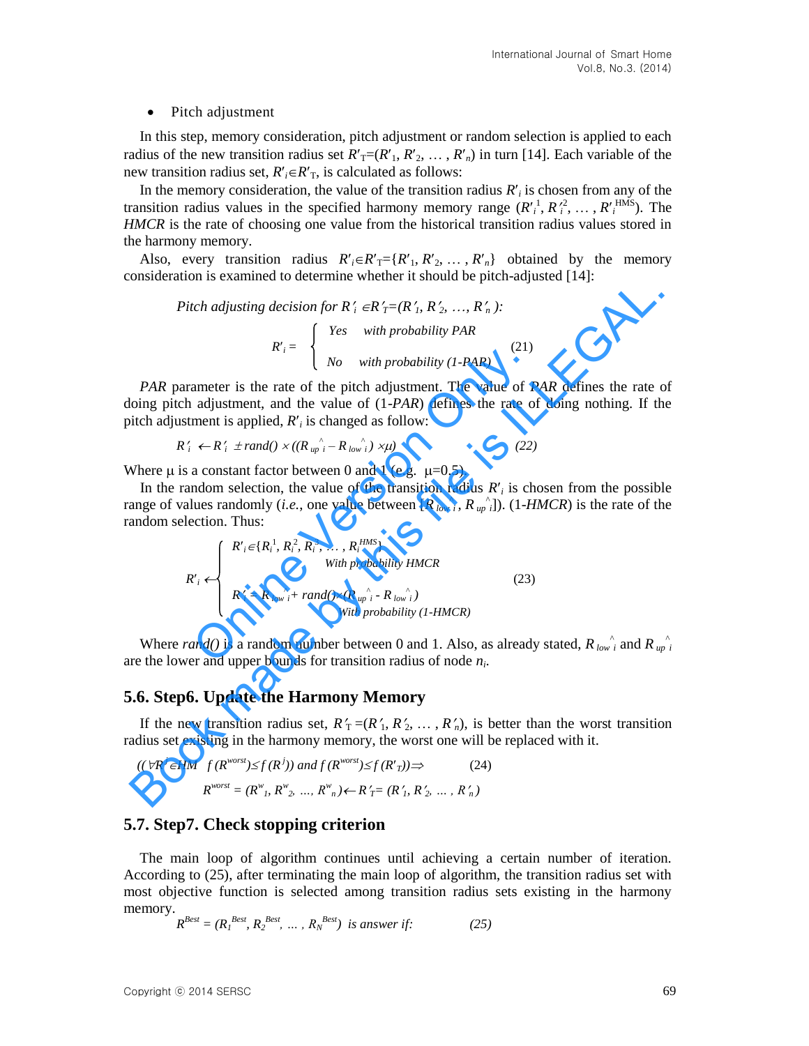- Pitch adjustment

In this step, memory consideration, pitch adjustment or random selection is applied to each radius of the new transition radius set $R'_T=(R'_1, R'_2, \ldots, R'_n)$ in turn [14]. Each variable of the new transition radius set, $R'_i \in R'_T$, is calculated as follows:

In the memory consideration, the value of the transition radius $R'_i$ is chosen from any of the transition radius values in the specified harmony memory range $(R'^1_i, R'^2_i, \ldots, R'^{HMS}_i)$. The *HMCR* is the rate of choosing one value from the historical transition radius values stored in the harmony memory.

Also, every transition radius $R'_i \in R'_T=\{R'_1, R'_2, \ldots, R'_n\}$ obtained by the memory consideration is examined to determine whether it should be pitch-adjusted [14]:

*Pitch adjusting decision for* $R'_i \in R'_T=(R'_1, R'_2, \ldots, R'_n)$:

$$R'_i = \begin{cases} Yes & \text{with probability } PAR \\ No & \text{with probability } (1\text{-}PAR) \end{cases} \quad (21)$$

*PAR* parameter is the rate of the pitch adjustment. The value of *PAR* defines the rate of doing pitch adjustment, and the value of (1-*PAR*) defines the rate of doing nothing. If the pitch adjustment is applied, $R'_i$ is changed as follow:

$$R'_i \leftarrow R'_i \pm rand() \times ((R_{up\hat{\ }i} - R_{low\hat{\ }i}) \times \mu) \quad (22)$$

Where $\mu$ is a constant factor between 0 and 1 (e.g. $\mu$=0.5).

In the random selection, the value of the transition radius $R'_i$ is chosen from the possible range of values randomly (*i.e.*, one value between $[R_{low\hat{\ }i}, R_{up\hat{\ }i}]$). (1-*HMCR*) is the rate of the random selection. Thus:

$$R'_i \leftarrow \begin{cases} R'_i \in \{R_i^1, R_i^2, R_i^3, \ldots, R_i^{HMS}\} \\ \qquad \text{With probability } HMCR \\ R'_i = R_{low\hat{\ }i} + rand() \times (R_{up\hat{\ }i} - R_{low\hat{\ }i}) \\ \qquad \text{With probability } (1\text{-}HMCR) \end{cases} \quad (23)$$

Where *rand()* is a random number between 0 and 1. Also, as already stated, $R_{low\hat{\ }i}$ and $R_{up\hat{\ }i}$ are the lower and upper bounds for transition radius of node $n_i$.

## 5.6. Step6. Update the Harmony Memory

If the new transition radius set, $R'_T=(R'_1, R'_2, \ldots, R'_n)$, is better than the worst transition radius set existing in the harmony memory, the worst one will be replaced with it.

$$((\forall R^j \in HM \;\; f(R^{worst}) \leq f(R^j)) \text{ and } f(R^{worst}) \leq f(R'_T)) \Rightarrow \quad (24)$$
$$R^{worst} = (R^w_1, R^w_2, \ldots, R^w_n) \leftarrow R'_T = (R'_1, R'_2, \ldots, R'_n)$$

## 5.7. Step7. Check stopping criterion

The main loop of algorithm continues until achieving a certain number of iteration. According to (25), after terminating the main loop of algorithm, the transition radius set with most objective function is selected among transition radius sets existing in the harmony memory.

$$R^{Best} = (R_1^{Best}, R_2^{Best}, \ldots, R_N^{Best}) \text{ is answer if:} \quad (25)$$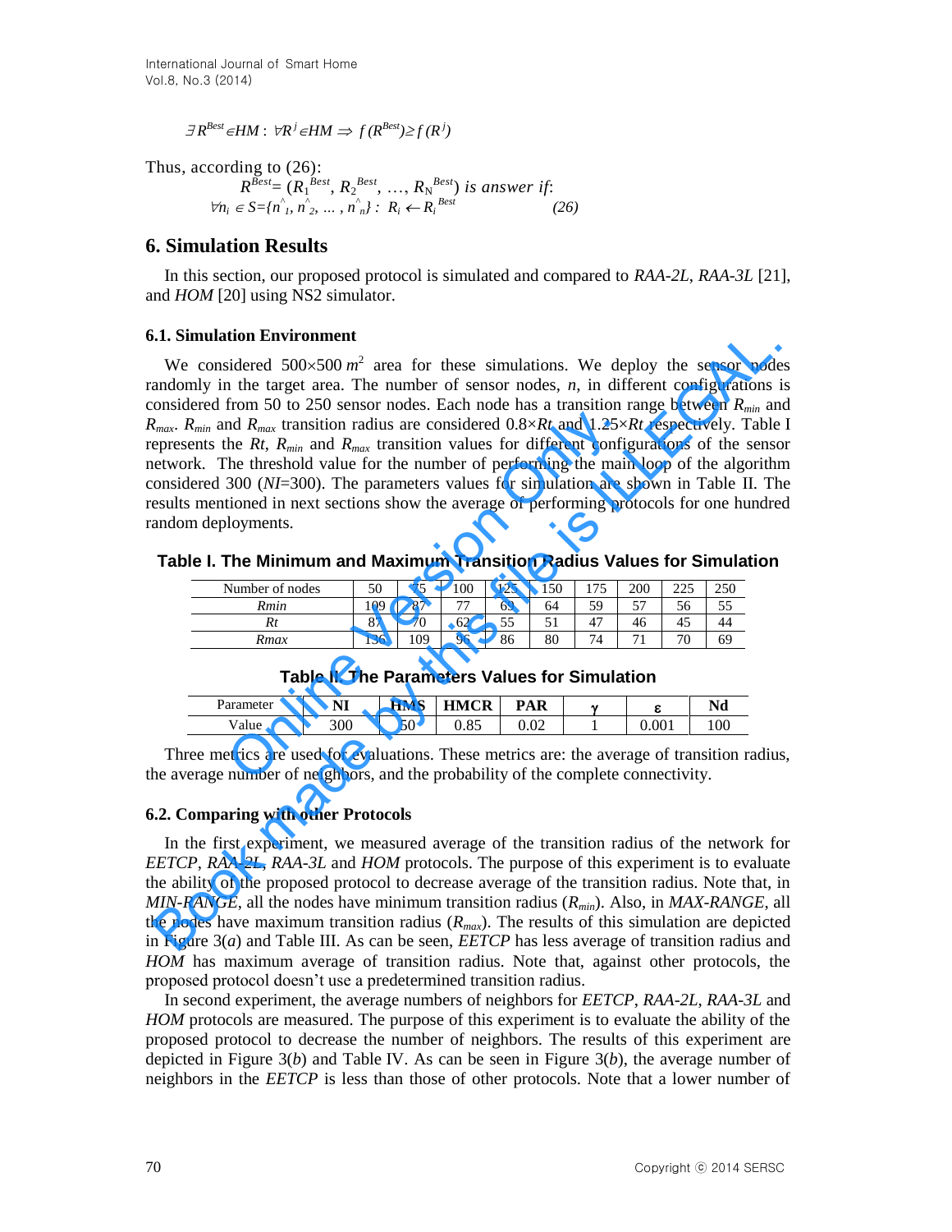$$\exists R^{Best} \in HM : \forall R^j \in HM \Rightarrow f(R^{Best}) \geq f(R^j)$$

Thus, according to (26):

$$R^{Best} = (R_1^{Best}, R_2^{Best}, \ldots, R_N^{Best}) \text{ is answer if:}$$

$$\forall n_i \in S = \{\hat{n}_1, \hat{n}_2, \ldots, \hat{n}_n\} : R_i \leftarrow R_i^{Best} \qquad (26)$$

## 6. Simulation Results

In this section, our proposed protocol is simulated and compared to *RAA-2L*, *RAA-3L* [21], and *HOM* [20] using NS2 simulator.

### 6.1. Simulation Environment

We considered 500×500 $m^2$ area for these simulations. We deploy the sensor nodes randomly in the target area. The number of sensor nodes, $n$, in different configurations is considered from 50 to 250 sensor nodes. Each node has a transition range between $R_{min}$ and $R_{max}$. $R_{min}$ and $R_{max}$ transition radius are considered 0.8×$Rt$ and 1.25×$Rt$ respectively. Table I represents the $Rt$, $R_{min}$ and $R_{max}$ transition values for different configurations of the sensor network. The threshold value for the number of performing the main loop of the algorithm considered 300 ($NI$=300). The parameters values for simulation are shown in Table II. The results mentioned in next sections show the average of performing protocols for one hundred random deployments.

**Table I. The Minimum and Maximum Transition Radius Values for Simulation**

| Number of nodes | 50 | 75 | 100 | 125 | 150 | 175 | 200 | 225 | 250 |
|---|---|---|---|---|---|---|---|---|---|
| *Rmin* | 109 | 87 | 77 | 69 | 64 | 59 | 57 | 56 | 55 |
| *Rt* | 87 | 70 | 62 | 55 | 51 | 47 | 46 | 45 | 44 |
| *Rmax* | 136 | 109 | 96 | 86 | 80 | 74 | 71 | 70 | 69 |

**Table II. The Parameters Values for Simulation**

| Parameter | NI | HMS | HMCR | PAR | γ | ε | Nd |
|---|---|---|---|---|---|---|---|
| Value | 300 | 50 | 0.85 | 0.02 | 1 | 0.001 | 100 |

Three metrics are used for evaluations. These metrics are: the average of transition radius, the average number of neighbors, and the probability of the complete connectivity.

### 6.2. Comparing with other Protocols

In the first experiment, we measured average of the transition radius of the network for *EETCP*, *RAA-2L*, *RAA-3L* and *HOM* protocols. The purpose of this experiment is to evaluate the ability of the proposed protocol to decrease average of the transition radius. Note that, in *MIN-RANGE*, all the nodes have minimum transition radius ($R_{min}$). Also, in *MAX-RANGE*, all the nodes have maximum transition radius ($R_{max}$). The results of this simulation are depicted in Figure 3($a$) and Table III. As can be seen, *EETCP* has less average of transition radius and *HOM* has maximum average of transition radius. Note that, against other protocols, the proposed protocol doesn't use a predetermined transition radius.

In second experiment, the average numbers of neighbors for *EETCP*, *RAA-2L*, *RAA-3L* and *HOM* protocols are measured. The purpose of this experiment is to evaluate the ability of the proposed protocol to decrease the number of neighbors. The results of this experiment are depicted in Figure 3($b$) and Table IV. As can be seen in Figure 3($b$), the average number of neighbors in the *EETCP* is less than those of other protocols. Note that a lower number of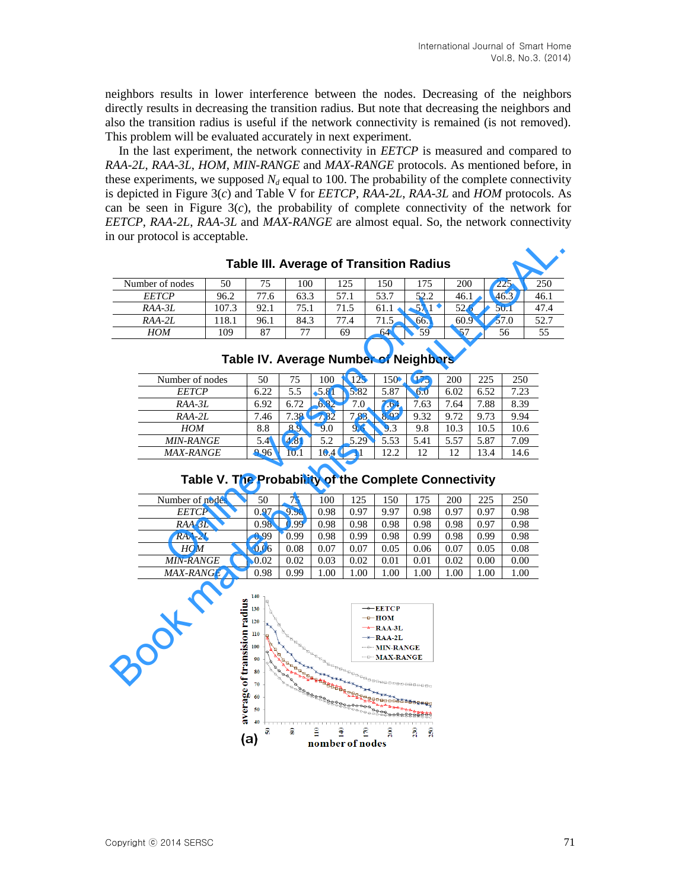neighbors results in lower interference between the nodes. Decreasing of the neighbors directly results in decreasing the transition radius. But note that decreasing the neighbors and also the transition radius is useful if the network connectivity is remained (is not removed). This problem will be evaluated accurately in next experiment.

In the last experiment, the network connectivity in *EETCP* is measured and compared to *RAA-2L*, *RAA-3L*, *HOM*, *MIN-RANGE* and *MAX-RANGE* protocols. As mentioned before, in these experiments, we supposed $N_d$ equal to 100. The probability of the complete connectivity is depicted in Figure 3(*c*) and Table V for *EETCP*, *RAA-2L*, *RAA-3L* and *HOM* protocols. As can be seen in Figure 3(*c*), the probability of complete connectivity of the network for *EETCP*, *RAA-2L*, *RAA-3L* and *MAX-RANGE* are almost equal. So, the network connectivity in our protocol is acceptable.

### Table III. Average of Transition Radius

| Number of nodes | 50 | 75 | 100 | 125 | 150 | 175 | 200 | 225 | 250 |
|---|---|---|---|---|---|---|---|---|---|
| *EETCP* | 96.2 | 77.6 | 63.3 | 57.1 | 53.7 | 52.2 | 46.1 | 46.3 | 46.1 |
| *RAA-3L* | 107.3 | 92.1 | 75.1 | 71.5 | 61.1 | 57.1 | 52.6 | 50.1 | 47.4 |
| *RAA-2L* | 118.1 | 96.1 | 84.3 | 77.4 | 71.5 | 66.1 | 60.9 | 57.0 | 52.7 |
| *HOM* | 109 | 87 | 77 | 69 | 64 | 59 | 57 | 56 | 55 |

### Table IV. Average Number of Neighbors

| Number of nodes | 50 | 75 | 100 | 125 | 150 | 175 | 200 | 225 | 250 |
|---|---|---|---|---|---|---|---|---|---|
| *EETCP* | 6.22 | 5.5 | 5.81 | 5.82 | 5.87 | 6.0 | 6.02 | 6.52 | 7.23 |
| *RAA-3L* | 6.92 | 6.72 | 6.82 | 7.0 | 7.64 | 7.63 | 7.64 | 7.88 | 8.39 |
| *RAA-2L* | 7.46 | 7.38 | 7.82 | 7.83 | 8.93 | 9.32 | 9.72 | 9.73 | 9.94 |
| *HOM* | 8.8 | 8.9 | 9.0 | 9.6 | 9.3 | 9.8 | 10.3 | 10.5 | 10.6 |
| *MIN-RANGE* | 5.4 | 4.8 | 5.2 | 5.29 | 5.53 | 5.41 | 5.57 | 5.87 | 7.09 |
| *MAX-RANGE* | 9.96 | 10.1 | 10.4 | 11.1 | 12.2 | 12 | 12 | 13.4 | 14.6 |

### Table V. The Probability of the Complete Connectivity

| Number of nodes | 50 | 75 | 100 | 125 | 150 | 175 | 200 | 225 | 250 |
|---|---|---|---|---|---|---|---|---|---|
| *EETCP* | 0.97 | 9.98 | 0.98 | 0.97 | 9.97 | 0.98 | 0.97 | 0.97 | 0.98 |
| *RAA-3L* | 0.98 | 0.99 | 0.98 | 0.98 | 0.98 | 0.98 | 0.98 | 0.97 | 0.98 |
| *RAA-2L* | 0.99 | 0.99 | 0.98 | 0.99 | 0.98 | 0.99 | 0.98 | 0.99 | 0.98 |
| *HOM* | 0.06 | 0.08 | 0.07 | 0.07 | 0.05 | 0.06 | 0.07 | 0.05 | 0.08 |
| *MIN-RANGE* | 0.02 | 0.02 | 0.03 | 0.02 | 0.01 | 0.01 | 0.02 | 0.00 | 0.00 |
| *MAX-RANGE* | 0.98 | 0.99 | 1.00 | 1.00 | 1.00 | 1.00 | 1.00 | 1.00 | 1.00 |

average of transision radius
140
130
120
110
100
90
80
70
60
50
40
EETCP
HOM
RAA-3L
RAA-2L
MIN-RANGE
MAX-RANGE
50
80
110
140
170
200
230
250
nomber of nodes
(a)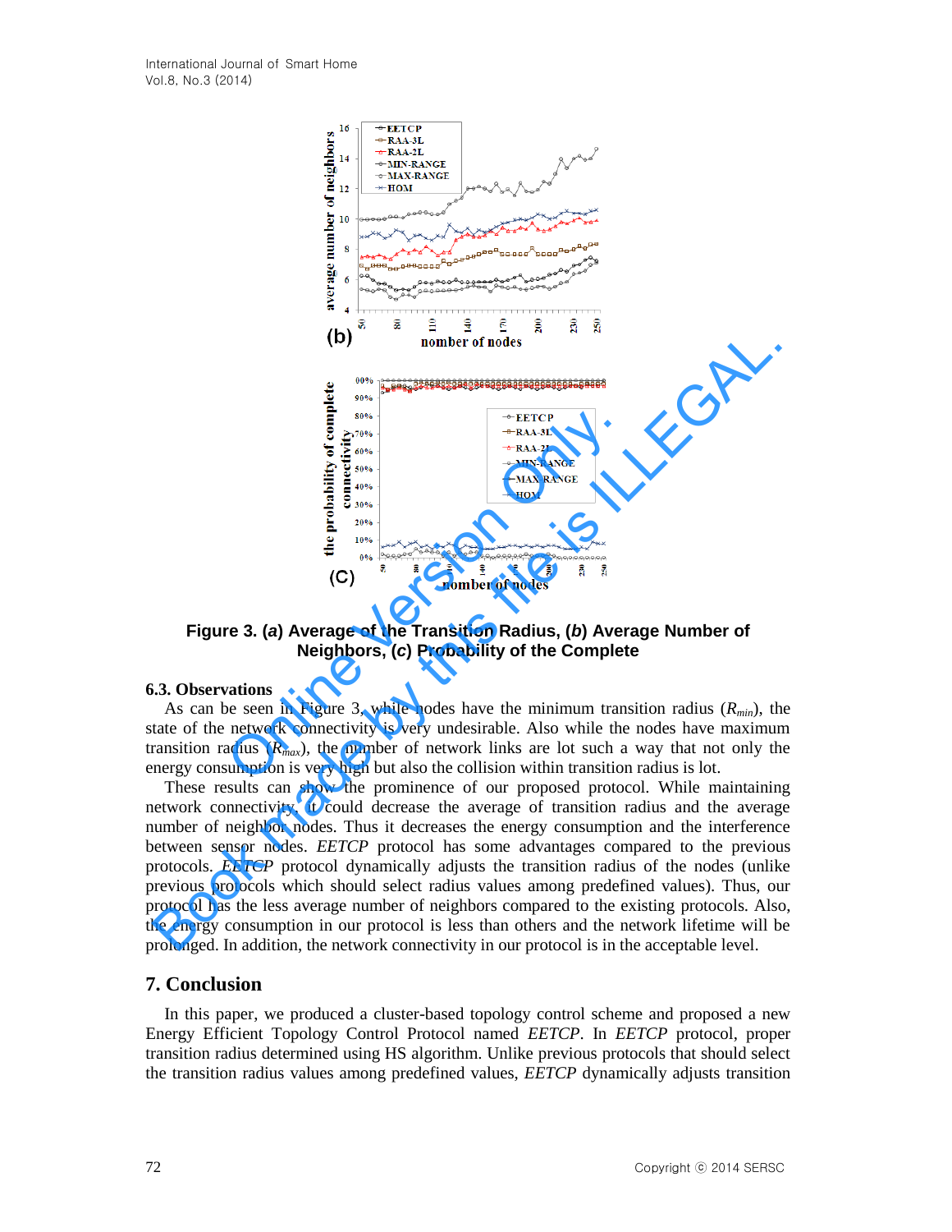average number of neighbors

16
14
12
10
8
6
4

EETCP
RAA-3L
RAA-2L
MIN-RANGE
MAX-RANGE
HOM

50
80
110
140
170
200
230
250

(b)

nomber of nodes

the probability of complete connectivity

00%
90%
80%
70%
60%
50%
40%
30%
20%
10%
0%

EETCP
RAA-3L
RAA-2L
MIN-RANGE
MAX-RANGE
HOM

50
80
110
140
170
200
230
250

(C)

nomber of nodes

**Figure 3. (*a*) Average of the Transition Radius, (*b*) Average Number of Neighbors, (*c*) Probability of the Complete**

### 6.3. Observations

As can be seen in Figure 3, while nodes have the minimum transition radius ($R_{min}$), the state of the network connectivity is very undesirable. Also while the nodes have maximum transition radius ($R_{max}$), the number of network links are lot such a way that not only the energy consumption is very high but also the collision within transition radius is lot.

These results can show the prominence of our proposed protocol. While maintaining network connectivity, it could decrease the average of transition radius and the average number of neighbor nodes. Thus it decreases the energy consumption and the interference between sensor nodes. *EETCP* protocol has some advantages compared to the previous protocols. *EETCP* protocol dynamically adjusts the transition radius of the nodes (unlike previous protocols which should select radius values among predefined values). Thus, our protocol has the less average number of neighbors compared to the existing protocols. Also, the energy consumption in our protocol is less than others and the network lifetime will be prolonged. In addition, the network connectivity in our protocol is in the acceptable level.

## 7. Conclusion

In this paper, we produced a cluster-based topology control scheme and proposed a new Energy Efficient Topology Control Protocol named *EETCP*. In *EETCP* protocol, proper transition radius determined using HS algorithm. Unlike previous protocols that should select the transition radius values among predefined values, *EETCP* dynamically adjusts transition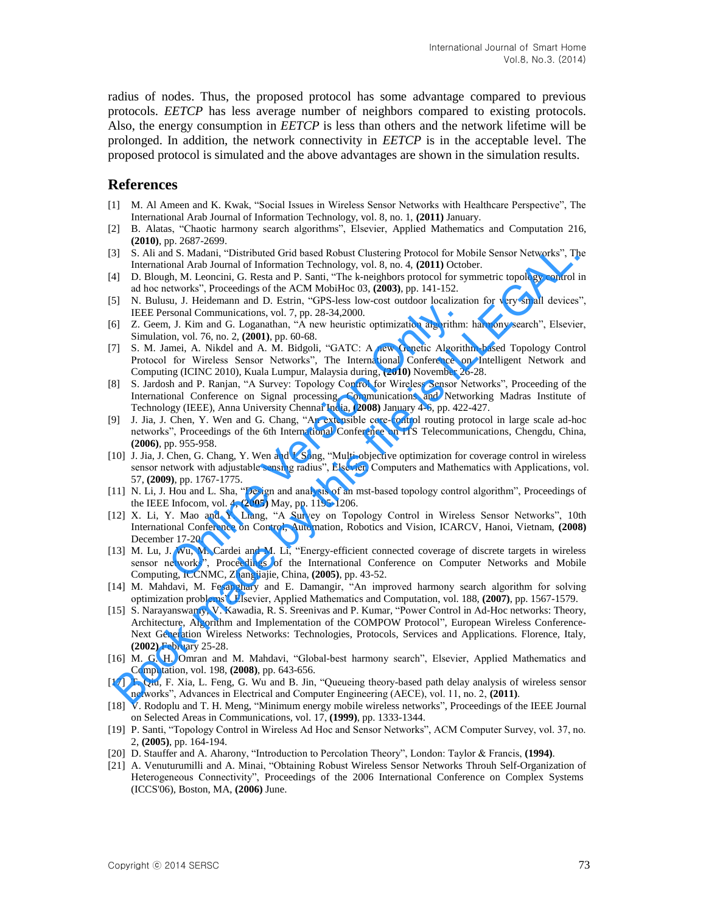radius of nodes. Thus, the proposed protocol has some advantage compared to previous protocols. *EETCP* has less average number of neighbors compared to existing protocols. Also, the energy consumption in *EETCP* is less than others and the network lifetime will be prolonged. In addition, the network connectivity in *EETCP* is in the acceptable level. The proposed protocol is simulated and the above advantages are shown in the simulation results.

## References

[1] M. Al Ameen and K. Kwak, "Social Issues in Wireless Sensor Networks with Healthcare Perspective", The International Arab Journal of Information Technology, vol. 8, no. 1, **(2011)** January.

[2] B. Alatas, "Chaotic harmony search algorithms", Elsevier, Applied Mathematics and Computation 216, **(2010)**, pp. 2687-2699.

[3] S. Ali and S. Madani, "Distributed Grid based Robust Clustering Protocol for Mobile Sensor Networks", The International Arab Journal of Information Technology, vol. 8, no. 4, **(2011)** October.

[4] D. Blough, M. Leoncini, G. Resta and P. Santi, "The k-neighbors protocol for symmetric topology control in ad hoc networks", Proceedings of the ACM MobiHoc 03, **(2003)**, pp. 141-152.

[5] N. Bulusu, J. Heidemann and D. Estrin, "GPS-less low-cost outdoor localization for very small devices", IEEE Personal Communications, vol. 7, pp. 28-34,2000.

[6] Z. Geem, J. Kim and G. Loganathan, "A new heuristic optimization algorithm: harmony search", Elsevier, Simulation, vol. 76, no. 2, **(2001)**, pp. 60-68.

[7] S. M. Jamei, A. Nikdel and A. M. Bidgoli, "GATC: A new Genetic Algorithm-based Topology Control Protocol for Wireless Sensor Networks", The International Conference on Intelligent Network and Computing (ICINC 2010), Kuala Lumpur, Malaysia during, **(2010)** November 26-28.

[8] S. Jardosh and P. Ranjan, "A Survey: Topology Control for Wireless Sensor Networks", Proceeding of the International Conference on Signal processing, Communications and Networking Madras Institute of Technology (IEEE), Anna University Chennai India, **(2008)** January 4-6, pp. 422-427.

[9] J. Jia, J. Chen, Y. Wen and G. Chang, "An extensible core-control routing protocol in large scale ad-hoc networks", Proceedings of the 6th International Conference on ITS Telecommunications, Chengdu, China, **(2006)**, pp. 955-958.

[10] J. Jia, J. Chen, G. Chang, Y. Wen and J. Song, "Multi-objective optimization for coverage control in wireless sensor network with adjustable sensing radius", Elsevier, Computers and Mathematics with Applications, vol. 57, **(2009)**, pp. 1767-1775.

[11] N. Li, J. Hou and L. Sha, "Design and analysis of an mst-based topology control algorithm", Proceedings of the IEEE Infocom, vol. 4, **(2005)** May, pp. 1195-1206.

[12] X. Li, Y. Mao and Y. Liang, "A Survey on Topology Control in Wireless Sensor Networks", 10th International Conference on Control, Automation, Robotics and Vision, ICARCV, Hanoi, Vietnam, **(2008)** December 17-20.

[13] M. Lu, J. Wu, M. Cardei and M. Li, "Energy-efficient connected coverage of discrete targets in wireless sensor networks", Proceedings of the International Conference on Computer Networks and Mobile Computing, ICCNMC, Zhangjiajie, China, **(2005)**, pp. 43-52.

[14] M. Mahdavi, M. Fesanghary and E. Damangir, "An improved harmony search algorithm for solving optimization problems", Elsevier, Applied Mathematics and Computation, vol. 188, **(2007)**, pp. 1567-1579.

[15] S. Narayanswamy, V. Kawadia, R. S. Sreenivas and P. Kumar, "Power Control in Ad-Hoc networks: Theory, Architecture, Algorithm and Implementation of the COMPOW Protocol", European Wireless Conference-Next Generation Wireless Networks: Technologies, Protocols, Services and Applications. Florence, Italy, **(2002)** February 25-28.

[16] M. G. H. Omran and M. Mahdavi, "Global-best harmony search", Elsevier, Applied Mathematics and Computation, vol. 198, **(2008)**, pp. 643-656.

[17] F. Qiu, F. Xia, L. Feng, G. Wu and B. Jin, "Queueing theory-based path delay analysis of wireless sensor networks", Advances in Electrical and Computer Engineering (AECE), vol. 11, no. 2, **(2011)**.

[18] V. Rodoplu and T. H. Meng, "Minimum energy mobile wireless networks", Proceedings of the IEEE Journal on Selected Areas in Communications, vol. 17, **(1999)**, pp. 1333-1344.

[19] P. Santi, "Topology Control in Wireless Ad Hoc and Sensor Networks", ACM Computer Survey, vol. 37, no. 2, **(2005)**, pp. 164-194.

[20] D. Stauffer and A. Aharony, "Introduction to Percolation Theory", London: Taylor & Francis, **(1994)**.

[21] A. Venuturumilli and A. Minai, "Obtaining Robust Wireless Sensor Networks Throuh Self-Organization of Heterogeneous Connectivity", Proceedings of the 2006 International Conference on Complex Systems (ICCS'06), Boston, MA, **(2006)** June.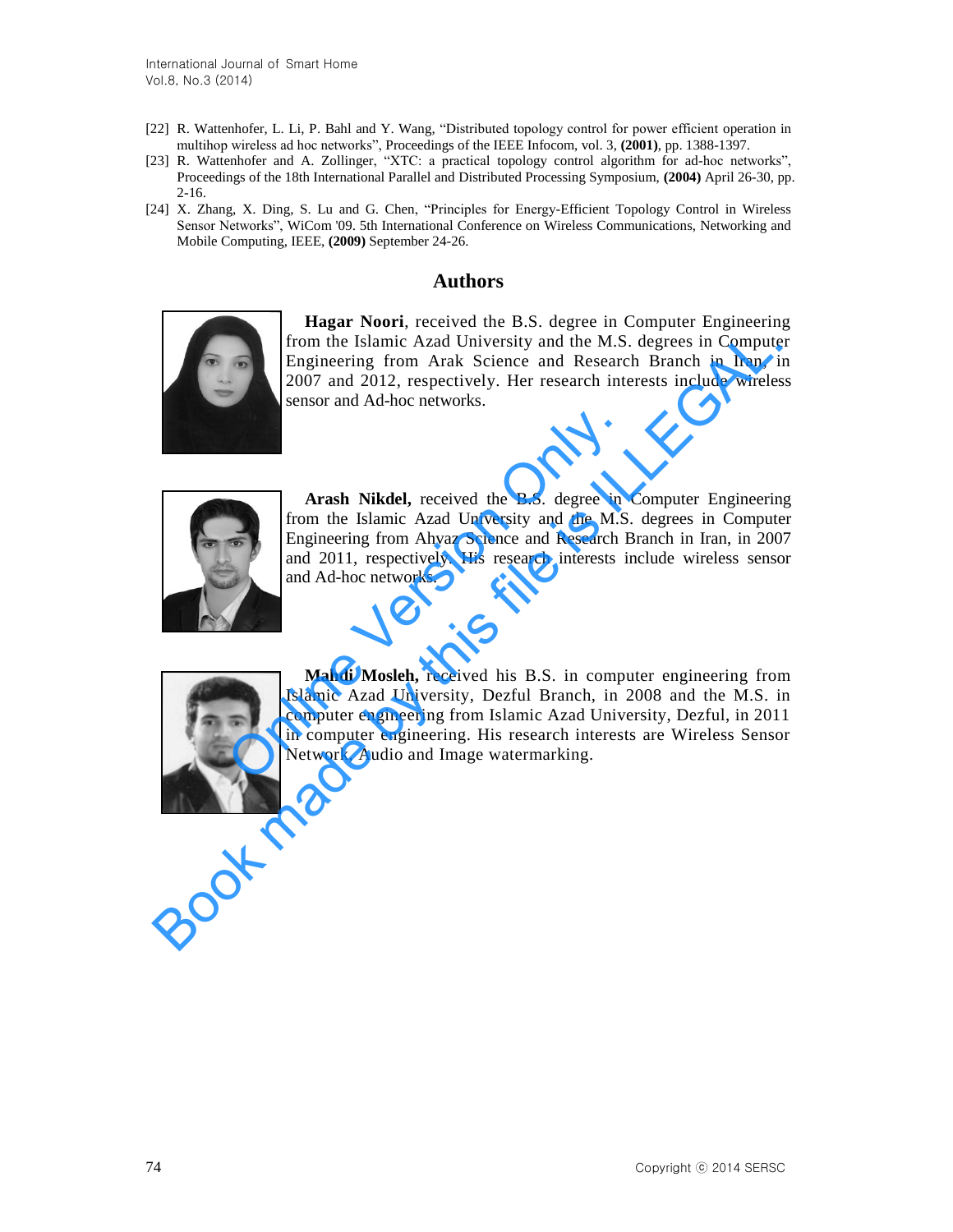[22] R. Wattenhofer, L. Li, P. Bahl and Y. Wang, “Distributed topology control for power efficient operation in multihop wireless ad hoc networks”, Proceedings of the IEEE Infocom, vol. 3, **(2001)**, pp. 1388-1397.

[23] R. Wattenhofer and A. Zollinger, “XTC: a practical topology control algorithm for ad-hoc networks”, Proceedings of the 18th International Parallel and Distributed Processing Symposium, **(2004)** April 26-30, pp. 2-16.

[24] X. Zhang, X. Ding, S. Lu and G. Chen, “Principles for Energy-Efficient Topology Control in Wireless Sensor Networks”, WiCom '09. 5th International Conference on Wireless Communications, Networking and Mobile Computing, IEEE, **(2009)** September 24-26.

## Authors

**Hagar Noori**, received the B.S. degree in Computer Engineering from the Islamic Azad University and the M.S. degrees in Computer Engineering from Arak Science and Research Branch in Iran, in 2007 and 2012, respectively. Her research interests include wireless sensor and Ad-hoc networks.

**Arash Nikdel,** received the B.S. degree in Computer Engineering from the Islamic Azad University and the M.S. degrees in Computer Engineering from Ahvaz Science and Research Branch in Iran, in 2007 and 2011, respectively. His research interests include wireless sensor and Ad-hoc networks.

**Mahdi Mosleh,** received his B.S. in computer engineering from Islamic Azad University, Dezful Branch, in 2008 and the M.S. in computer engineering from Islamic Azad University, Dezful, in 2011 in computer engineering. His research interests are Wireless Sensor Network, Audio and Image watermarking.